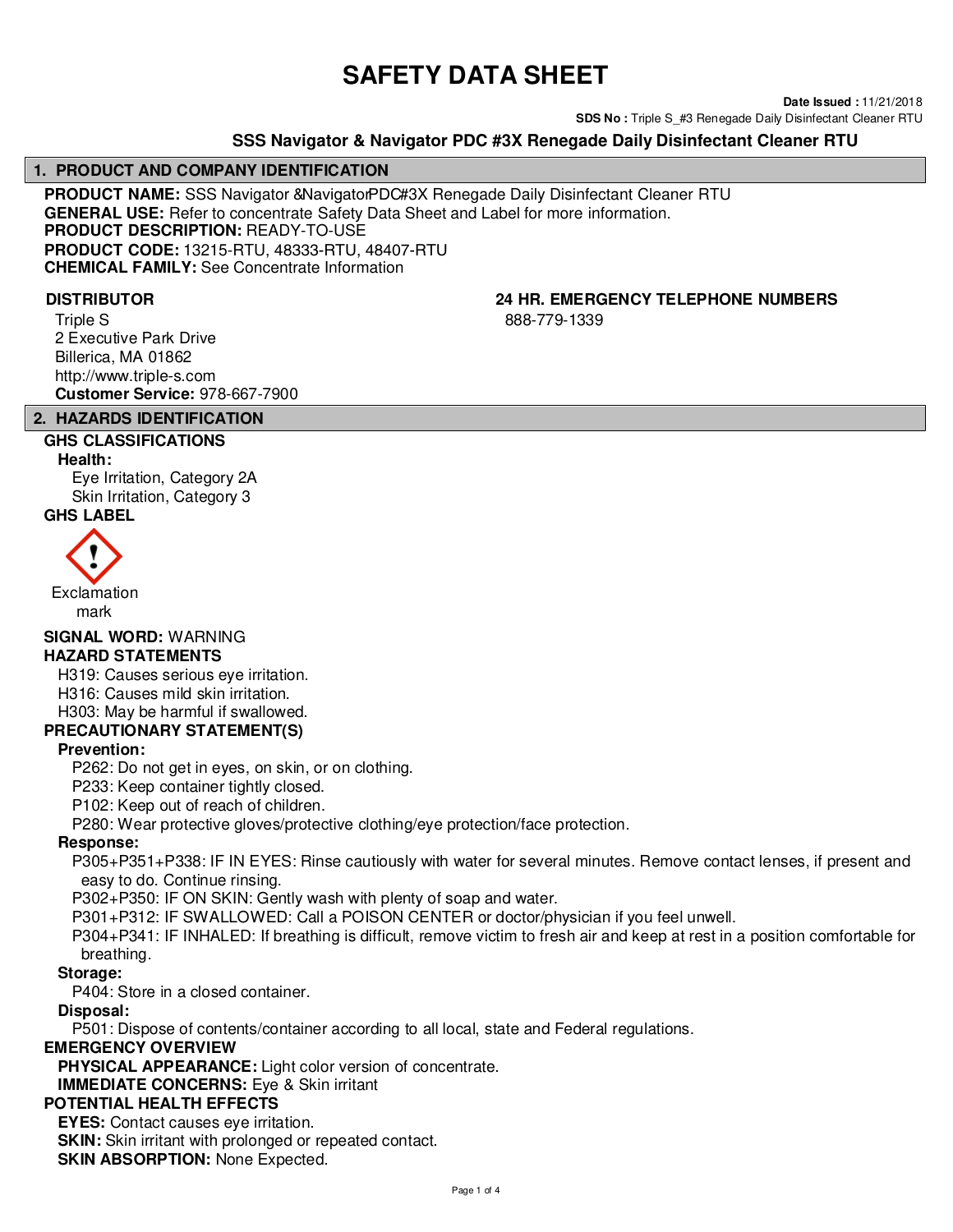# SAFETY DATA SHEET

**Date Issued :** 11/21/2018

**SDS No :** Triple S_#3 Renegade Daily Disinfectant Cleaner RTU

**SSS Navigator & Navigator PDC #3X Renegade Daily Disinfectant Cleaner RTU**

## 1. PRODUCT AND COMPANY IDENTIFICATION

**PRODUCT NAME:** SSS Navigator &NavigatorPDC#3X Renegade Daily Disinfectant Cleaner RTU
**GENERAL USE:** Refer to concentrate Safety Data Sheet and Label for more information.
**PRODUCT DESCRIPTION:** READY-TO-USE
**PRODUCT CODE:** 13215-RTU, 48333-RTU, 48407-RTU
**CHEMICAL FAMILY:** See Concentrate Information

**DISTRIBUTOR**

Triple S
2 Executive Park Drive
Billerica, MA 01862
http://www.triple-s.com
**Customer Service:** 978-667-7900

**24 HR. EMERGENCY TELEPHONE NUMBERS**

888-779-1339

## 2. HAZARDS IDENTIFICATION

**GHS CLASSIFICATIONS**

**Health:**

Eye Irritation, Category 2A
Skin Irritation, Category 3

**GHS LABEL**

Exclamation mark

**SIGNAL WORD:** WARNING

**HAZARD STATEMENTS**

H319: Causes serious eye irritation.
H316: Causes mild skin irritation.
H303: May be harmful if swallowed.

**PRECAUTIONARY STATEMENT(S)**

**Prevention:**

P262: Do not get in eyes, on skin, or on clothing.
P233: Keep container tightly closed.
P102: Keep out of reach of children.
P280: Wear protective gloves/protective clothing/eye protection/face protection.

**Response:**

P305+P351+P338: IF IN EYES: Rinse cautiously with water for several minutes. Remove contact lenses, if present and easy to do. Continue rinsing.
P302+P350: IF ON SKIN: Gently wash with plenty of soap and water.
P301+P312: IF SWALLOWED: Call a POISON CENTER or doctor/physician if you feel unwell.
P304+P341: IF INHALED: If breathing is difficult, remove victim to fresh air and keep at rest in a position comfortable for breathing.

**Storage:**

P404: Store in a closed container.

**Disposal:**

P501: Dispose of contents/container according to all local, state and Federal regulations.

**EMERGENCY OVERVIEW**

**PHYSICAL APPEARANCE:** Light color version of concentrate.
**IMMEDIATE CONCERNS:** Eye & Skin irritant

**POTENTIAL HEALTH EFFECTS**

**EYES:** Contact causes eye irritation.
**SKIN:** Skin irritant with prolonged or repeated contact.
**SKIN ABSORPTION:** None Expected.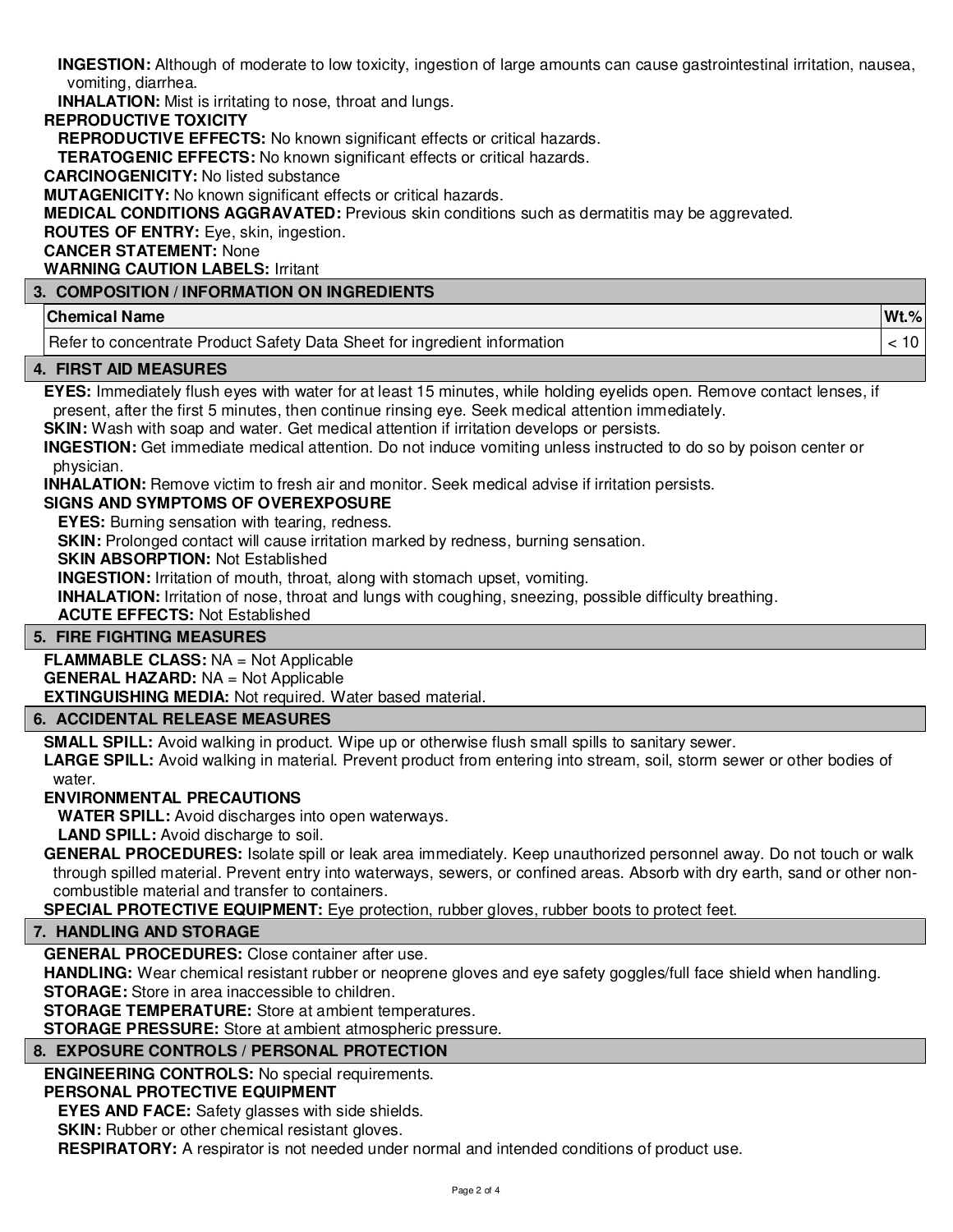**INGESTION:** Although of moderate to low toxicity, ingestion of large amounts can cause gastrointestinal irritation, nausea, vomiting, diarrhea.

**INHALATION:** Mist is irritating to nose, throat and lungs.

**REPRODUCTIVE TOXICITY**

**REPRODUCTIVE EFFECTS:** No known significant effects or critical hazards.

**TERATOGENIC EFFECTS:** No known significant effects or critical hazards.

**CARCINOGENICITY:** No listed substance

**MUTAGENICITY:** No known significant effects or critical hazards.

**MEDICAL CONDITIONS AGGRAVATED:** Previous skin conditions such as dermatitis may be aggrevated.

**ROUTES OF ENTRY:** Eye, skin, ingestion.

**CANCER STATEMENT:** None

**WARNING CAUTION LABELS:** Irritant

## 3. COMPOSITION / INFORMATION ON INGREDIENTS

| Chemical Name | Wt.% |
|---|---|
| Refer to concentrate Product Safety Data Sheet for ingredient information | < 10 |

## 4. FIRST AID MEASURES

**EYES:** Immediately flush eyes with water for at least 15 minutes, while holding eyelids open. Remove contact lenses, if present, after the first 5 minutes, then continue rinsing eye. Seek medical attention immediately.

**SKIN:** Wash with soap and water. Get medical attention if irritation develops or persists.

**INGESTION:** Get immediate medical attention. Do not induce vomiting unless instructed to do so by poison center or physician.

**INHALATION:** Remove victim to fresh air and monitor. Seek medical advise if irritation persists.

**SIGNS AND SYMPTOMS OF OVEREXPOSURE**

**EYES:** Burning sensation with tearing, redness.

**SKIN:** Prolonged contact will cause irritation marked by redness, burning sensation.

**SKIN ABSORPTION:** Not Established

**INGESTION:** Irritation of mouth, throat, along with stomach upset, vomiting.

**INHALATION:** Irritation of nose, throat and lungs with coughing, sneezing, possible difficulty breathing.

**ACUTE EFFECTS:** Not Established

## 5. FIRE FIGHTING MEASURES

**FLAMMABLE CLASS:** NA = Not Applicable

**GENERAL HAZARD:** NA = Not Applicable

**EXTINGUISHING MEDIA:** Not required. Water based material.

## 6. ACCIDENTAL RELEASE MEASURES

**SMALL SPILL:** Avoid walking in product. Wipe up or otherwise flush small spills to sanitary sewer.

**LARGE SPILL:** Avoid walking in material. Prevent product from entering into stream, soil, storm sewer or other bodies of water.

**ENVIRONMENTAL PRECAUTIONS**

**WATER SPILL:** Avoid discharges into open waterways.

**LAND SPILL:** Avoid discharge to soil.

**GENERAL PROCEDURES:** Isolate spill or leak area immediately. Keep unauthorized personnel away. Do not touch or walk through spilled material. Prevent entry into waterways, sewers, or confined areas. Absorb with dry earth, sand or other non-combustible material and transfer to containers.

**SPECIAL PROTECTIVE EQUIPMENT:** Eye protection, rubber gloves, rubber boots to protect feet.

## 7. HANDLING AND STORAGE

**GENERAL PROCEDURES:** Close container after use.

**HANDLING:** Wear chemical resistant rubber or neoprene gloves and eye safety goggles/full face shield when handling.

**STORAGE:** Store in area inaccessible to children.

**STORAGE TEMPERATURE:** Store at ambient temperatures.

**STORAGE PRESSURE:** Store at ambient atmospheric pressure.

## 8. EXPOSURE CONTROLS / PERSONAL PROTECTION

**ENGINEERING CONTROLS:** No special requirements.

**PERSONAL PROTECTIVE EQUIPMENT**

**EYES AND FACE:** Safety glasses with side shields.

**SKIN:** Rubber or other chemical resistant gloves.

**RESPIRATORY:** A respirator is not needed under normal and intended conditions of product use.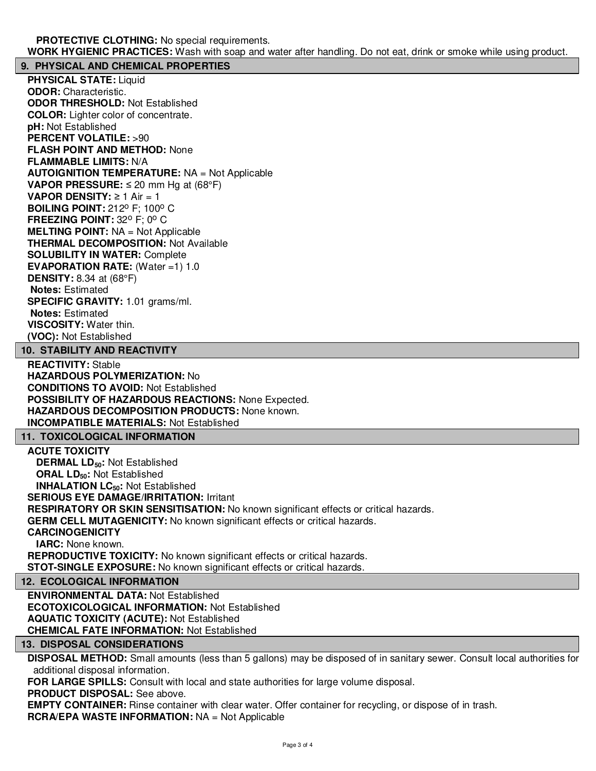**PROTECTIVE CLOTHING:** No special requirements.

**WORK HYGIENIC PRACTICES:** Wash with soap and water after handling. Do not eat, drink or smoke while using product.

## 9. PHYSICAL AND CHEMICAL PROPERTIES

**PHYSICAL STATE:** Liquid
**ODOR:** Characteristic.
**ODOR THRESHOLD:** Not Established
**COLOR:** Lighter color of concentrate.
**pH:** Not Established
**PERCENT VOLATILE:** >90
**FLASH POINT AND METHOD:** None
**FLAMMABLE LIMITS:** N/A
**AUTOIGNITION TEMPERATURE:** NA = Not Applicable
**VAPOR PRESSURE:** ≤ 20 mm Hg at (68°F)
**VAPOR DENSITY:** ≥ 1 Air = 1
**BOILING POINT:** 212º F; 100º C
**FREEZING POINT:** 32º F; 0º C
**MELTING POINT:** NA = Not Applicable
**THERMAL DECOMPOSITION:** Not Available
**SOLUBILITY IN WATER:** Complete
**EVAPORATION RATE:** (Water =1) 1.0
**DENSITY:** 8.34 at (68°F)
**Notes:** Estimated
**SPECIFIC GRAVITY:** 1.01 grams/ml.
**Notes:** Estimated
**VISCOSITY:** Water thin.
**(VOC):** Not Established

## 10. STABILITY AND REACTIVITY

**REACTIVITY:** Stable
**HAZARDOUS POLYMERIZATION:** No
**CONDITIONS TO AVOID:** Not Established
**POSSIBILITY OF HAZARDOUS REACTIONS:** None Expected.
**HAZARDOUS DECOMPOSITION PRODUCTS:** None known.
**INCOMPATIBLE MATERIALS:** Not Established

## 11. TOXICOLOGICAL INFORMATION

**ACUTE TOXICITY**
**DERMAL $LD_{50}$:** Not Established
**ORAL $LD_{50}$:** Not Established
**INHALATION $LC_{50}$:** Not Established
**SERIOUS EYE DAMAGE/IRRITATION:** Irritant
**RESPIRATORY OR SKIN SENSITISATION:** No known significant effects or critical hazards.
**GERM CELL MUTAGENICITY:** No known significant effects or critical hazards.
**CARCINOGENICITY**
**IARC:** None known.
**REPRODUCTIVE TOXICITY:** No known significant effects or critical hazards.
**STOT-SINGLE EXPOSURE:** No known significant effects or critical hazards.

## 12. ECOLOGICAL INFORMATION

**ENVIRONMENTAL DATA:** Not Established
**ECOTOXICOLOGICAL INFORMATION:** Not Established
**AQUATIC TOXICITY (ACUTE):** Not Established
**CHEMICAL FATE INFORMATION:** Not Established

## 13. DISPOSAL CONSIDERATIONS

**DISPOSAL METHOD:** Small amounts (less than 5 gallons) may be disposed of in sanitary sewer. Consult local authorities for additional disposal information.
**FOR LARGE SPILLS:** Consult with local and state authorities for large volume disposal.
**PRODUCT DISPOSAL:** See above.
**EMPTY CONTAINER:** Rinse container with clear water. Offer container for recycling, or dispose of in trash.
**RCRA/EPA WASTE INFORMATION:** NA = Not Applicable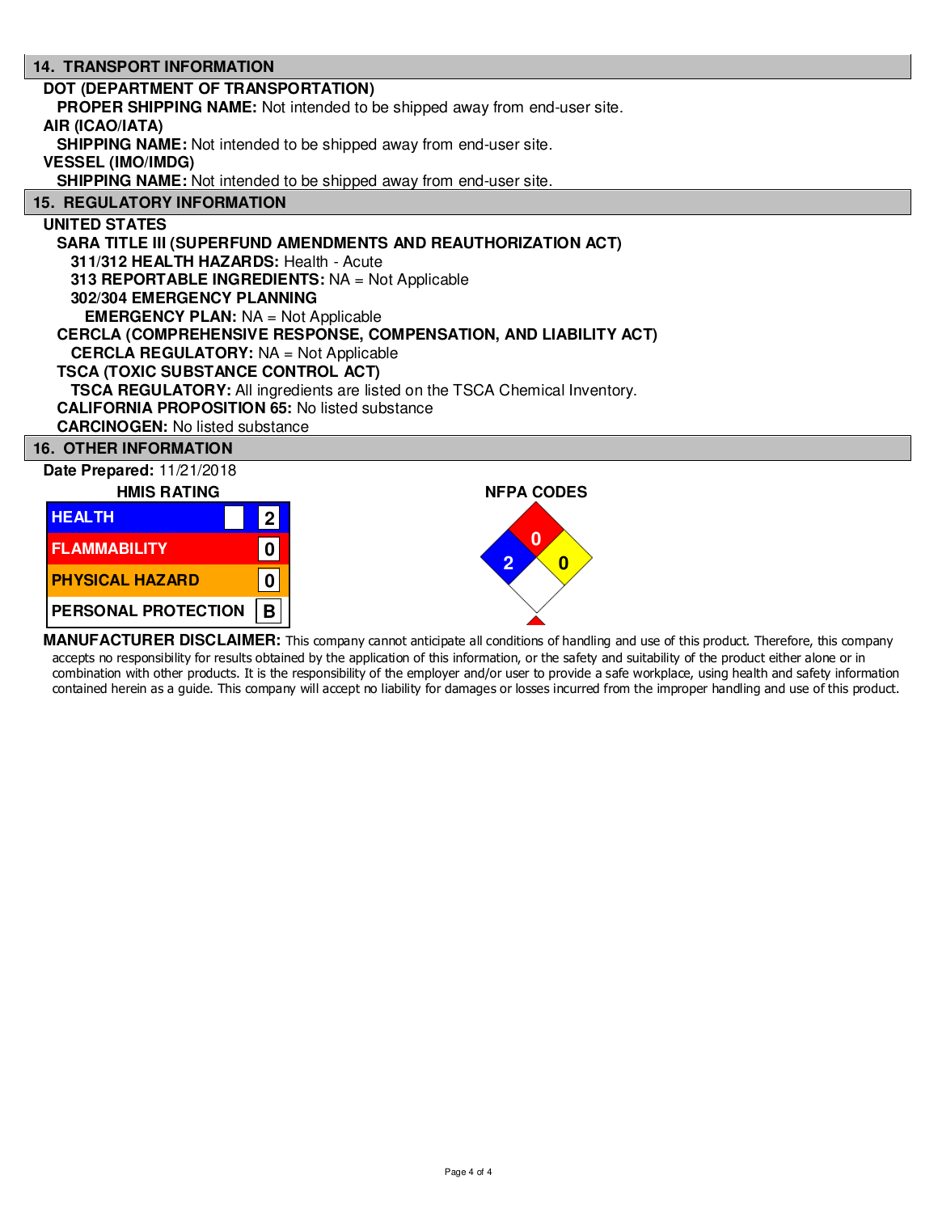## 14. TRANSPORT INFORMATION

**DOT (DEPARTMENT OF TRANSPORTATION)**

**PROPER SHIPPING NAME:** Not intended to be shipped away from end-user site.

**AIR (ICAO/IATA)**

**SHIPPING NAME:** Not intended to be shipped away from end-user site.

**VESSEL (IMO/IMDG)**

**SHIPPING NAME:** Not intended to be shipped away from end-user site.

## 15. REGULATORY INFORMATION

**UNITED STATES**

**SARA TITLE III (SUPERFUND AMENDMENTS AND REAUTHORIZATION ACT)**

**311/312 HEALTH HAZARDS:** Health - Acute

**313 REPORTABLE INGREDIENTS:** NA = Not Applicable

**302/304 EMERGENCY PLANNING**

**EMERGENCY PLAN:** NA = Not Applicable

**CERCLA (COMPREHENSIVE RESPONSE, COMPENSATION, AND LIABILITY ACT)**

**CERCLA REGULATORY:** NA = Not Applicable

**TSCA (TOXIC SUBSTANCE CONTROL ACT)**

**TSCA REGULATORY:** All ingredients are listed on the TSCA Chemical Inventory.

**CALIFORNIA PROPOSITION 65:** No listed substance

**CARCINOGEN:** No listed substance

## 16. OTHER INFORMATION

**Date Prepared:** 11/21/2018

**HMIS RATING**

| | |
|---|---|
| HEALTH | 2 |
| FLAMMABILITY | 0 |
| PHYSICAL HAZARD | 0 |
| PERSONAL PROTECTION | B |

**NFPA CODES**

0

2

0

**MANUFACTURER DISCLAIMER:** This company cannot anticipate all conditions of handling and use of this product. Therefore, this company accepts no responsibility for results obtained by the application of this information, or the safety and suitability of the product either alone or in combination with other products. It is the responsibility of the employer and/or user to provide a safe workplace, using health and safety information contained herein as a guide. This company will accept no liability for damages or losses incurred from the improper handling and use of this product.